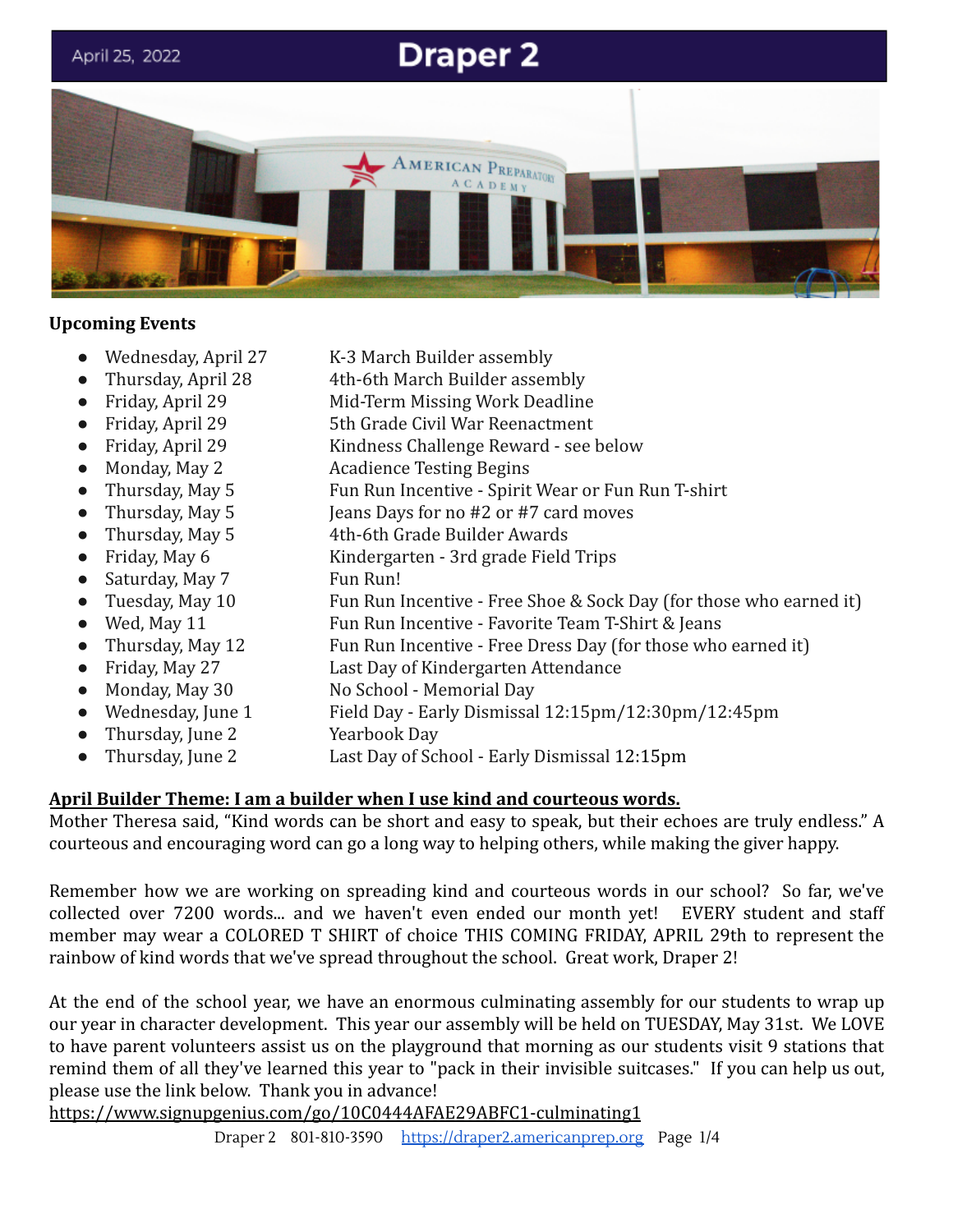April 25, 2022

# Draper 2

**Upcoming Events**

- Wednesday, April 27 — K-3 March Builder assembly
- Thursday, April 28 — 4th-6th March Builder assembly
- Friday, April 29 — Mid-Term Missing Work Deadline
- Friday, April 29 — 5th Grade Civil War Reenactment
- Friday, April 29 — Kindness Challenge Reward - see below
- Monday, May 2 — Acadience Testing Begins
- Thursday, May 5 — Fun Run Incentive - Spirit Wear or Fun Run T-shirt
- Thursday, May 5 — Jeans Days for no #2 or #7 card moves
- Thursday, May 5 — 4th-6th Grade Builder Awards
- Friday, May 6 — Kindergarten - 3rd grade Field Trips
- Saturday, May 7 — Fun Run!
- Tuesday, May 10 — Fun Run Incentive - Free Shoe & Sock Day (for those who earned it)
- Wed, May 11 — Fun Run Incentive - Favorite Team T-Shirt & Jeans
- Thursday, May 12 — Fun Run Incentive - Free Dress Day (for those who earned it)
- Friday, May 27 — Last Day of Kindergarten Attendance
- Monday, May 30 — No School - Memorial Day
- Wednesday, June 1 — Field Day - Early Dismissal 12:15pm/12:30pm/12:45pm
- Thursday, June 2 — Yearbook Day
- Thursday, June 2 — Last Day of School - Early Dismissal 12:15pm

**April Builder Theme: I am a builder when I use kind and courteous words.**

Mother Theresa said, "Kind words can be short and easy to speak, but their echoes are truly endless." A courteous and encouraging word can go a long way to helping others, while making the giver happy.

Remember how we are working on spreading kind and courteous words in our school? So far, we've collected over 7200 words... and we haven't even ended our month yet! EVERY student and staff member may wear a COLORED T SHIRT of choice THIS COMING FRIDAY, APRIL 29th to represent the rainbow of kind words that we've spread throughout the school. Great work, Draper 2!

At the end of the school year, we have an enormous culminating assembly for our students to wrap up our year in character development. This year our assembly will be held on TUESDAY, May 31st. We LOVE to have parent volunteers assist us on the playground that morning as our students visit 9 stations that remind them of all they've learned this year to "pack in their invisible suitcases." If you can help us out, please use the link below. Thank you in advance!

https://www.signupgenius.com/go/10C0444AFAE29ABFC1-culminating1

Draper 2 801-810-3590 https://draper2.americanprep.org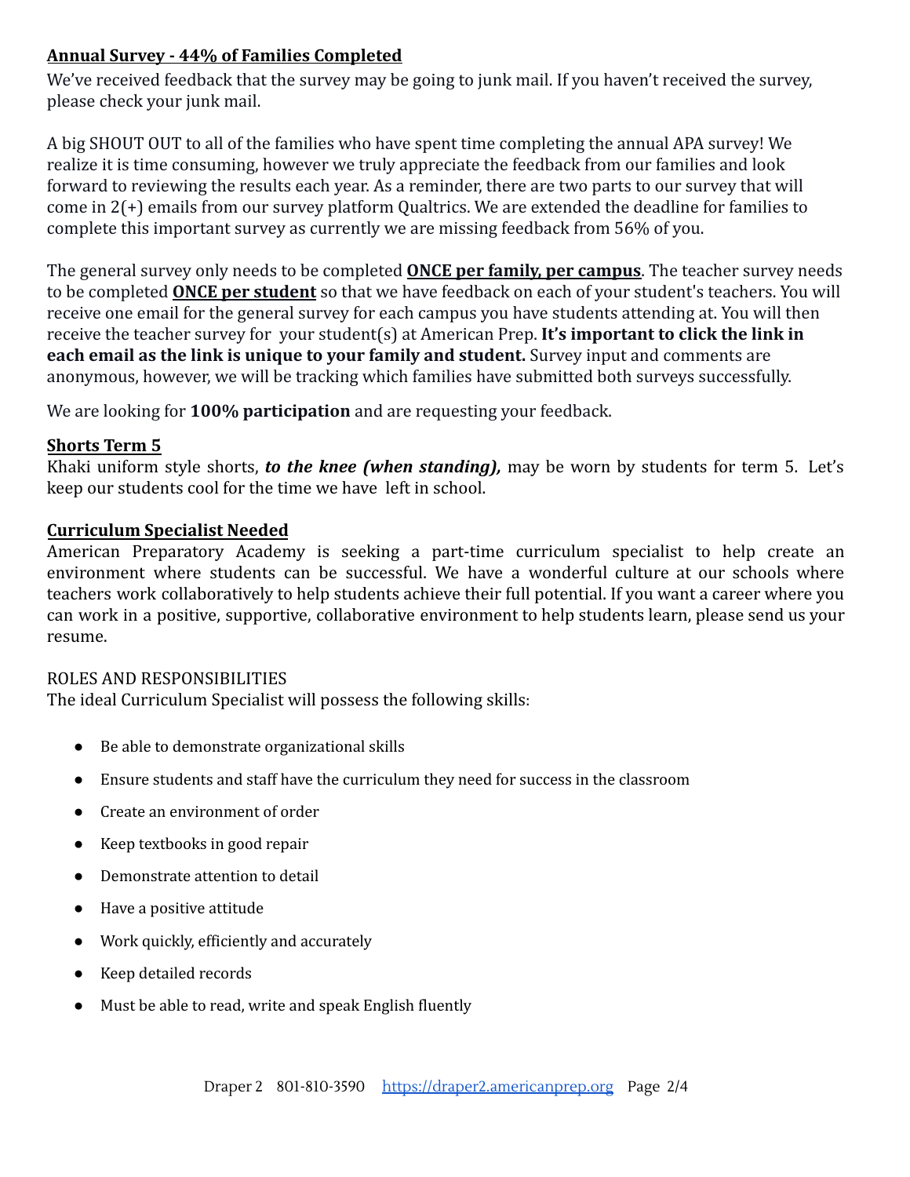## Annual Survey - 44% of Families Completed

We've received feedback that the survey may be going to junk mail. If you haven't received the survey, please check your junk mail.

A big SHOUT OUT to all of the families who have spent time completing the annual APA survey! We realize it is time consuming, however we truly appreciate the feedback from our families and look forward to reviewing the results each year. As a reminder, there are two parts to our survey that will come in 2(+) emails from our survey platform Qualtrics. We are extended the deadline for families to complete this important survey as currently we are missing feedback from 56% of you.

The general survey only needs to be completed **ONCE per family, per campus**. The teacher survey needs to be completed **ONCE per student** so that we have feedback on each of your student's teachers. You will receive one email for the general survey for each campus you have students attending at. You will then receive the teacher survey for your student(s) at American Prep. **It's important to click the link in each email as the link is unique to your family and student.** Survey input and comments are anonymous, however, we will be tracking which families have submitted both surveys successfully.

We are looking for **100% participation** and are requesting your feedback.

## Shorts Term 5

Khaki uniform style shorts, ***to the knee (when standing),*** may be worn by students for term 5. Let's keep our students cool for the time we have left in school.

## Curriculum Specialist Needed

American Preparatory Academy is seeking a part-time curriculum specialist to help create an environment where students can be successful. We have a wonderful culture at our schools where teachers work collaboratively to help students achieve their full potential. If you want a career where you can work in a positive, supportive, collaborative environment to help students learn, please send us your resume.

ROLES AND RESPONSIBILITIES

The ideal Curriculum Specialist will possess the following skills:

- Be able to demonstrate organizational skills
- Ensure students and staff have the curriculum they need for success in the classroom
- Create an environment of order
- Keep textbooks in good repair
- Demonstrate attention to detail
- Have a positive attitude
- Work quickly, efficiently and accurately
- Keep detailed records
- Must be able to read, write and speak English fluently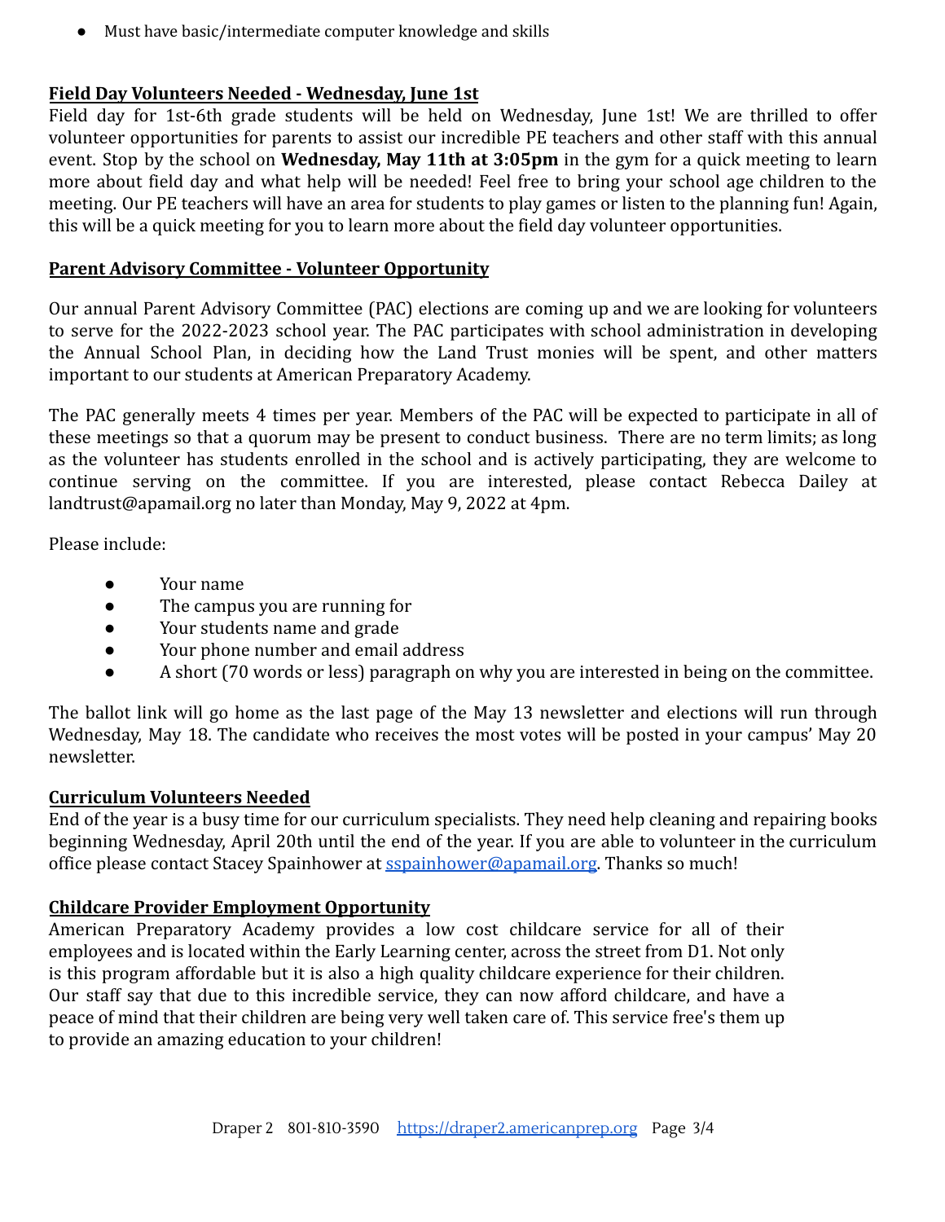- Must have basic/intermediate computer knowledge and skills

**Field Day Volunteers Needed - Wednesday, June 1st**

Field day for 1st-6th grade students will be held on Wednesday, June 1st! We are thrilled to offer volunteer opportunities for parents to assist our incredible PE teachers and other staff with this annual event. Stop by the school on **Wednesday, May 11th at 3:05pm** in the gym for a quick meeting to learn more about field day and what help will be needed! Feel free to bring your school age children to the meeting. Our PE teachers will have an area for students to play games or listen to the planning fun! Again, this will be a quick meeting for you to learn more about the field day volunteer opportunities.

**Parent Advisory Committee - Volunteer Opportunity**

Our annual Parent Advisory Committee (PAC) elections are coming up and we are looking for volunteers to serve for the 2022-2023 school year. The PAC participates with school administration in developing the Annual School Plan, in deciding how the Land Trust monies will be spent, and other matters important to our students at American Preparatory Academy.

The PAC generally meets 4 times per year. Members of the PAC will be expected to participate in all of these meetings so that a quorum may be present to conduct business. There are no term limits; as long as the volunteer has students enrolled in the school and is actively participating, they are welcome to continue serving on the committee. If you are interested, please contact Rebecca Dailey at landtrust@apamail.org no later than Monday, May 9, 2022 at 4pm.

Please include:

- Your name
- The campus you are running for
- Your students name and grade
- Your phone number and email address
- A short (70 words or less) paragraph on why you are interested in being on the committee.

The ballot link will go home as the last page of the May 13 newsletter and elections will run through Wednesday, May 18. The candidate who receives the most votes will be posted in your campus' May 20 newsletter.

**Curriculum Volunteers Needed**

End of the year is a busy time for our curriculum specialists. They need help cleaning and repairing books beginning Wednesday, April 20th until the end of the year. If you are able to volunteer in the curriculum office please contact Stacey Spainhower at sspainhower@apamail.org. Thanks so much!

**Childcare Provider Employment Opportunity**

American Preparatory Academy provides a low cost childcare service for all of their employees and is located within the Early Learning center, across the street from D1. Not only is this program affordable but it is also a high quality childcare experience for their children. Our staff say that due to this incredible service, they can now afford childcare, and have a peace of mind that their children are being very well taken care of. This service free's them up to provide an amazing education to your children!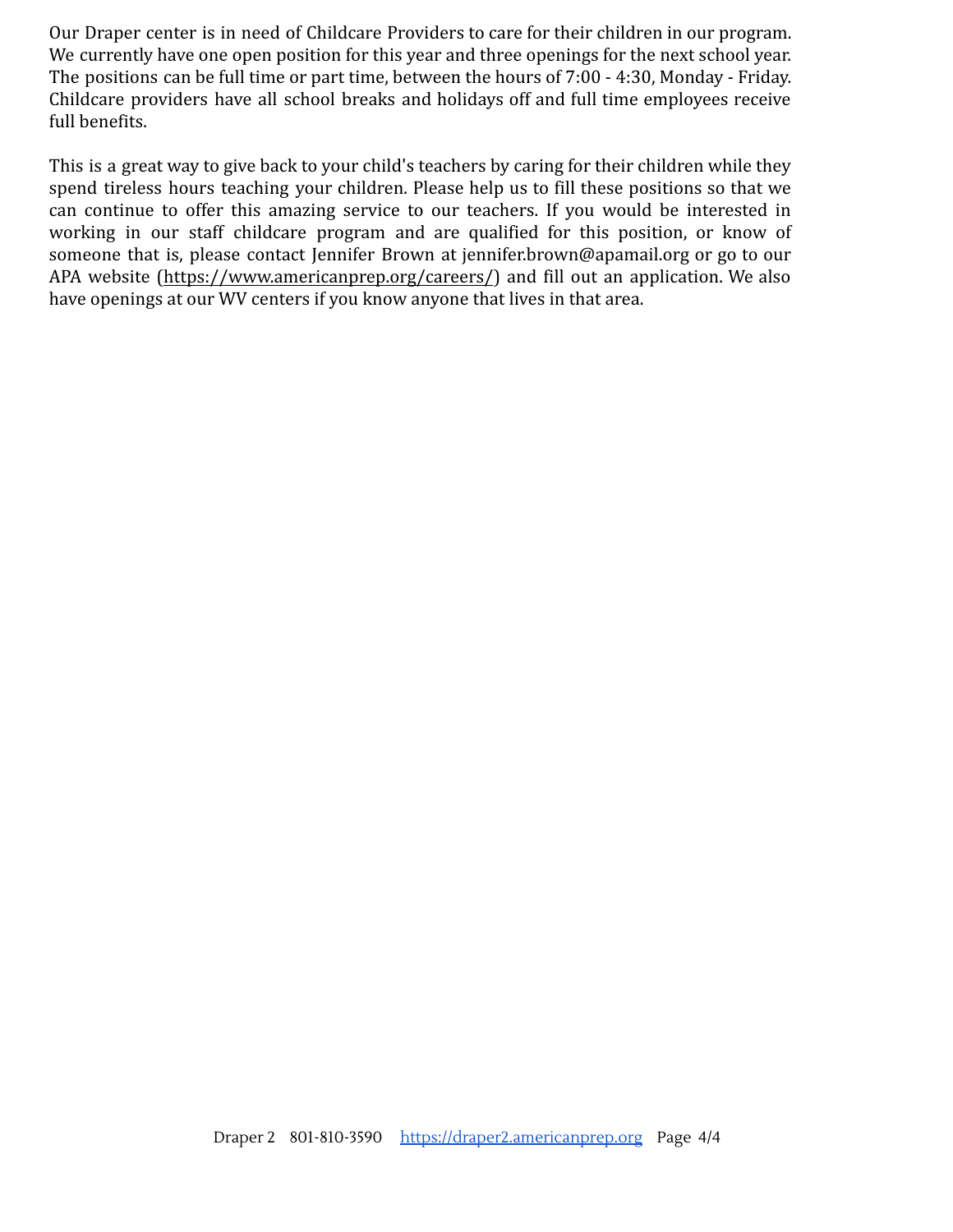Our Draper center is in need of Childcare Providers to care for their children in our program. We currently have one open position for this year and three openings for the next school year. The positions can be full time or part time, between the hours of 7:00 - 4:30, Monday - Friday. Childcare providers have all school breaks and holidays off and full time employees receive full benefits.

This is a great way to give back to your child's teachers by caring for their children while they spend tireless hours teaching your children. Please help us to fill these positions so that we can continue to offer this amazing service to our teachers. If you would be interested in working in our staff childcare program and are qualified for this position, or know of someone that is, please contact Jennifer Brown at jennifer.brown@apamail.org or go to our APA website (https://www.americanprep.org/careers/) and fill out an application. We also have openings at our WV centers if you know anyone that lives in that area.